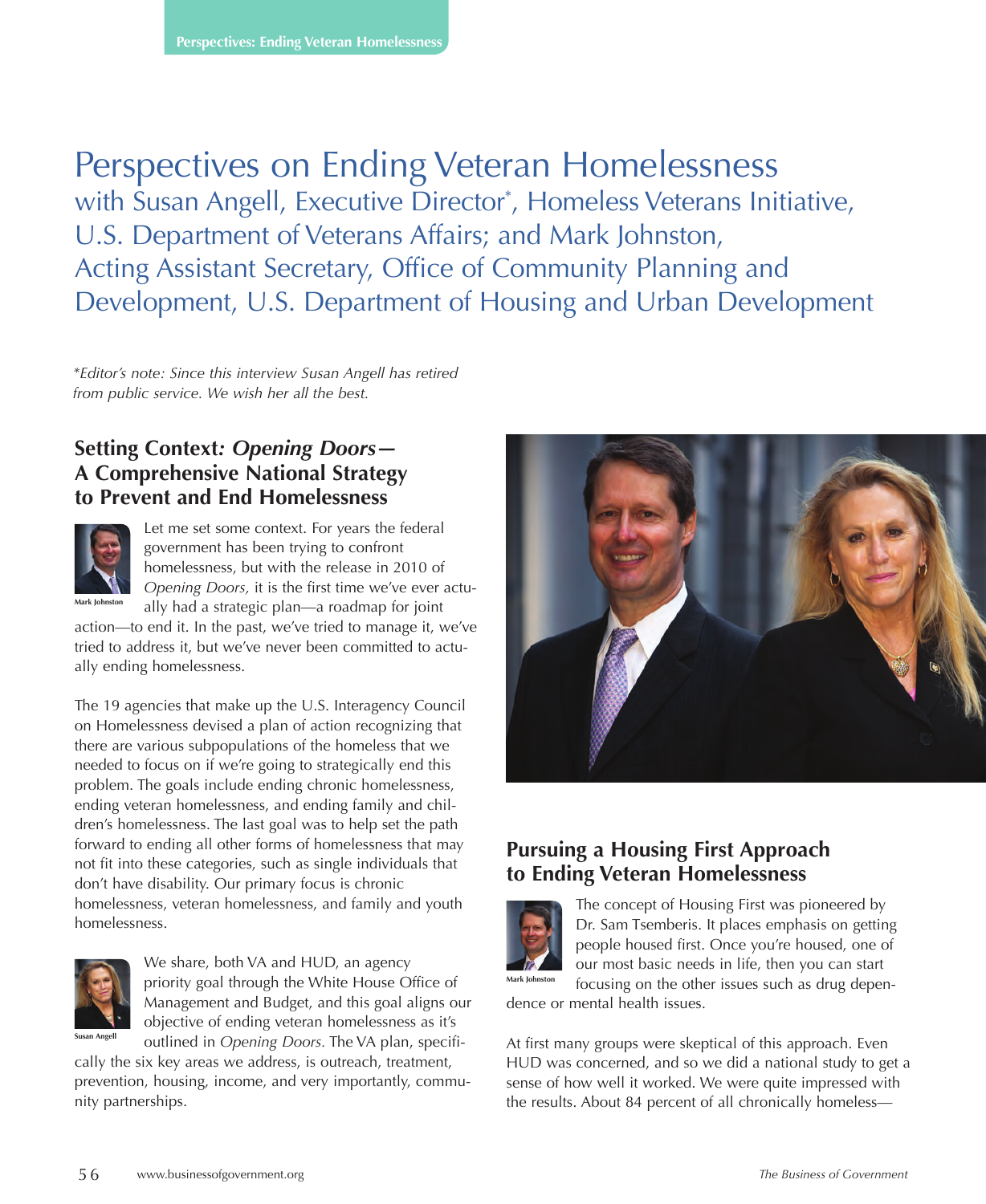# Perspectives on Ending Veteran Homelessness

with Susan Angell, Executive Director*, Homeless Veterans Initiative, U.S. Department of Veterans Affairs; and Mark Johnston, Acting Assistant Secretary, Office of Community Planning and Development, U.S. Department of Housing and Urban Development

*\*Editor's note: Since this interview Susan Angell has retired from public service. We wish her all the best.*

## Setting Context: *Opening Doors*— A Comprehensive National Strategy to Prevent and End Homelessness

Mark Johnston

Let me set some context. For years the federal government has been trying to confront homelessness, but with the release in 2010 of *Opening Doors,* it is the first time we've ever actually had a strategic plan—a roadmap for joint action—to end it. In the past, we've tried to manage it, we've tried to address it, but we've never been committed to actually ending homelessness.

The 19 agencies that make up the U.S. Interagency Council on Homelessness devised a plan of action recognizing that there are various subpopulations of the homeless that we needed to focus on if we're going to strategically end this problem. The goals include ending chronic homelessness, ending veteran homelessness, and ending family and children's homelessness. The last goal was to help set the path forward to ending all other forms of homelessness that may not fit into these categories, such as single individuals that don't have disability. Our primary focus is chronic homelessness, veteran homelessness, and family and youth homelessness.

Susan Angell

We share, both VA and HUD, an agency priority goal through the White House Office of Management and Budget, and this goal aligns our objective of ending veteran homelessness as it's outlined in *Opening Doors*. The VA plan, specifically the six key areas we address, is outreach, treatment, prevention, housing, income, and very importantly, community partnerships.

## Pursuing a Housing First Approach to Ending Veteran Homelessness

Mark Johnston

The concept of Housing First was pioneered by Dr. Sam Tsemberis. It places emphasis on getting people housed first. Once you're housed, one of our most basic needs in life, then you can start focusing on the other issues such as drug dependence or mental health issues.

At first many groups were skeptical of this approach. Even HUD was concerned, and so we did a national study to get a sense of how well it worked. We were quite impressed with the results. About 84 percent of all chronically homeless—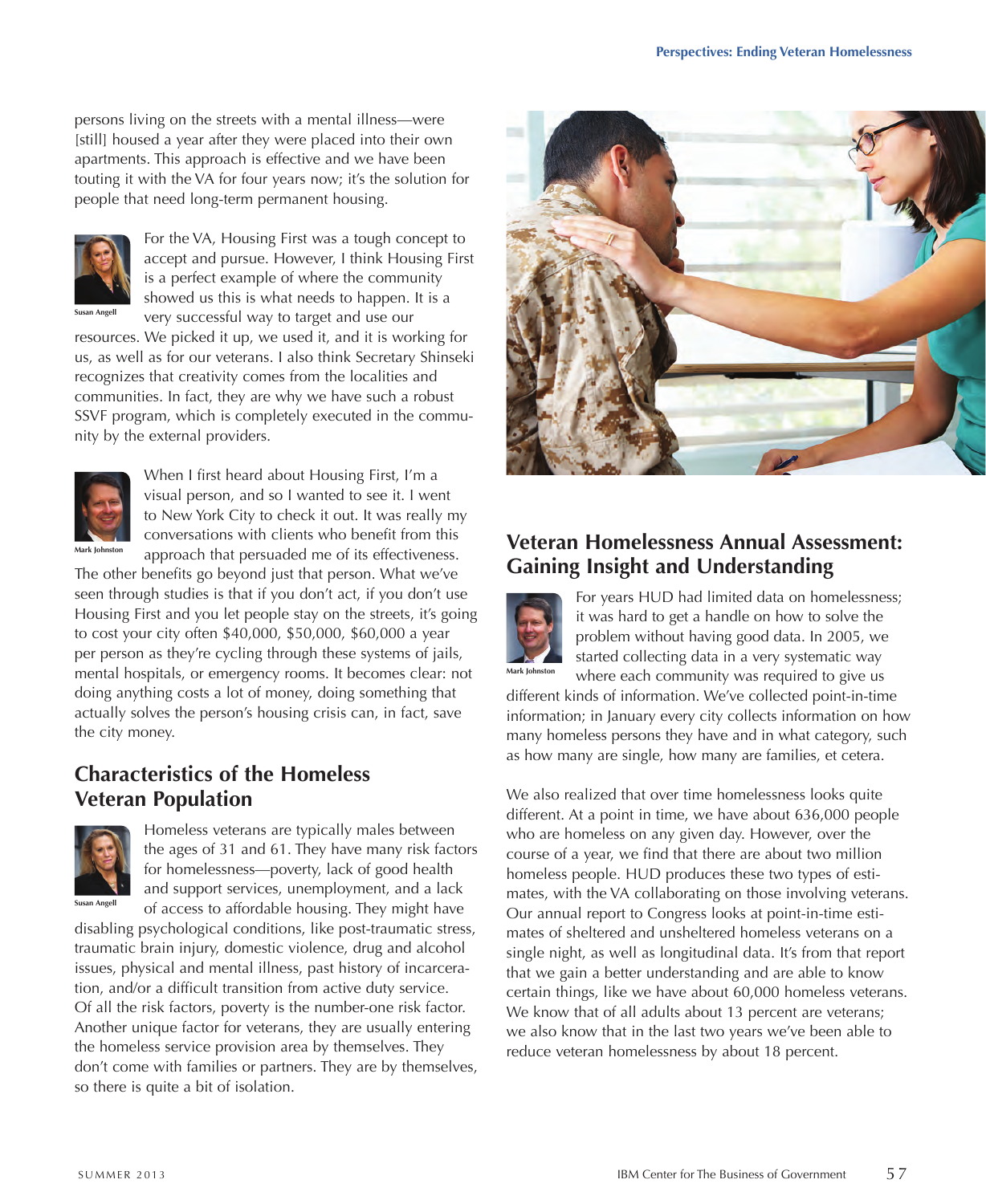persons living on the streets with a mental illness—were [still] housed a year after they were placed into their own apartments. This approach is effective and we have been touting it with the VA for four years now; it's the solution for people that need long-term permanent housing.

Susan Angell

For the VA, Housing First was a tough concept to accept and pursue. However, I think Housing First is a perfect example of where the community showed us this is what needs to happen. It is a very successful way to target and use our resources. We picked it up, we used it, and it is working for us, as well as for our veterans. I also think Secretary Shinseki recognizes that creativity comes from the localities and communities. In fact, they are why we have such a robust SSVF program, which is completely executed in the community by the external providers.

Mark Johnston

When I first heard about Housing First, I'm a visual person, and so I wanted to see it. I went to New York City to check it out. It was really my conversations with clients who benefit from this approach that persuaded me of its effectiveness. The other benefits go beyond just that person. What we've seen through studies is that if you don't act, if you don't use Housing First and you let people stay on the streets, it's going to cost your city often $40,000, $50,000, $60,000 a year per person as they're cycling through these systems of jails, mental hospitals, or emergency rooms. It becomes clear: not doing anything costs a lot of money, doing something that actually solves the person's housing crisis can, in fact, save the city money.

## Characteristics of the Homeless Veteran Population

Susan Angell

Homeless veterans are typically males between the ages of 31 and 61. They have many risk factors for homelessness—poverty, lack of good health and support services, unemployment, and a lack of access to affordable housing. They might have disabling psychological conditions, like post-traumatic stress, traumatic brain injury, domestic violence, drug and alcohol issues, physical and mental illness, past history of incarceration, and/or a difficult transition from active duty service. Of all the risk factors, poverty is the number-one risk factor. Another unique factor for veterans, they are usually entering the homeless service provision area by themselves. They don't come with families or partners. They are by themselves, so there is quite a bit of isolation.

## Veteran Homelessness Annual Assessment: Gaining Insight and Understanding

Mark Johnston

For years HUD had limited data on homelessness; it was hard to get a handle on how to solve the problem without having good data. In 2005, we started collecting data in a very systematic way where each community was required to give us different kinds of information. We've collected point-in-time information; in January every city collects information on how many homeless persons they have and in what category, such as how many are single, how many are families, et cetera.

We also realized that over time homelessness looks quite different. At a point in time, we have about 636,000 people who are homeless on any given day. However, over the course of a year, we find that there are about two million homeless people. HUD produces these two types of estimates, with the VA collaborating on those involving veterans. Our annual report to Congress looks at point-in-time estimates of sheltered and unsheltered homeless veterans on a single night, as well as longitudinal data. It's from that report that we gain a better understanding and are able to know certain things, like we have about 60,000 homeless veterans. We know that of all adults about 13 percent are veterans; we also know that in the last two years we've been able to reduce veteran homelessness by about 18 percent.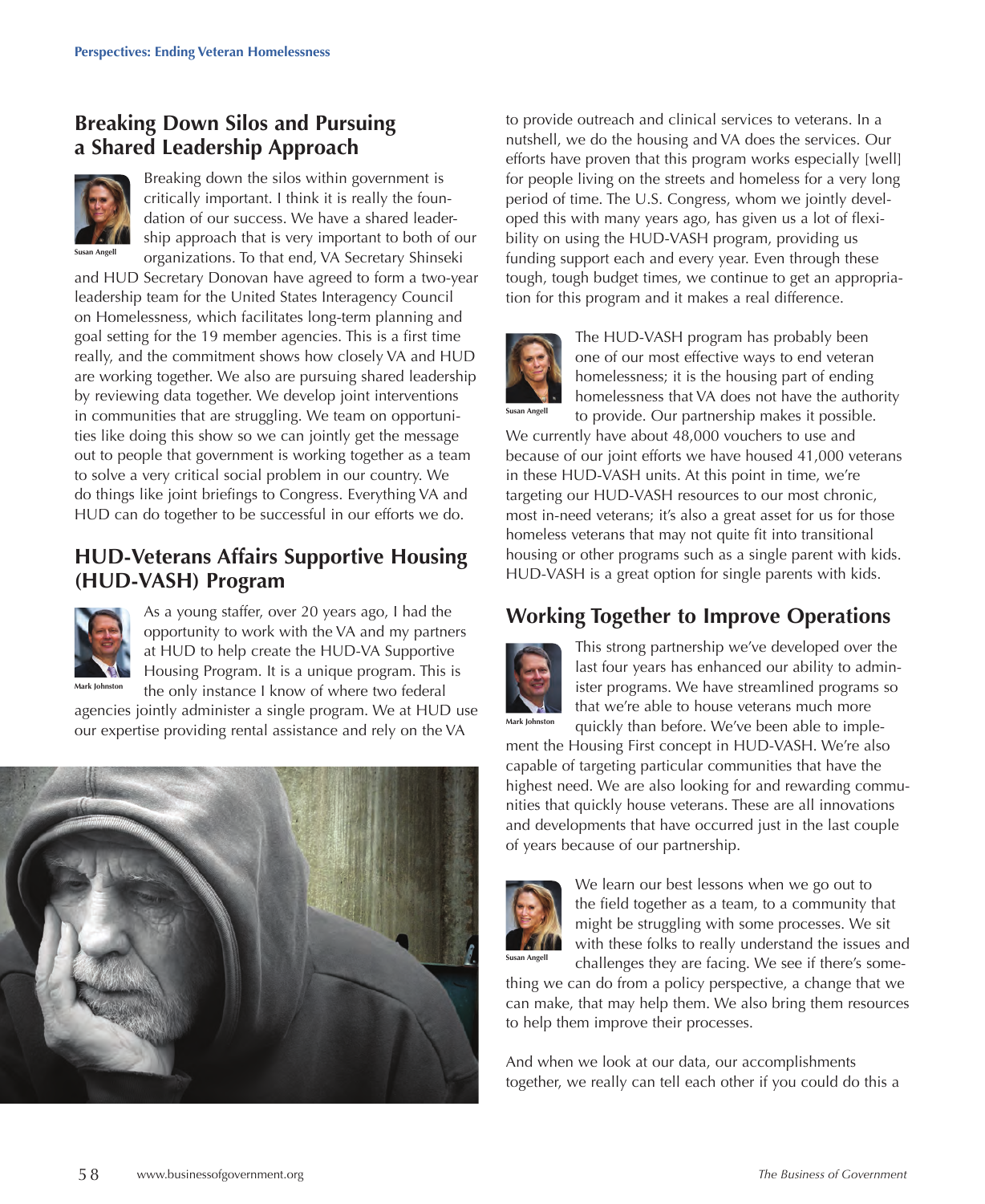## Breaking Down Silos and Pursuing a Shared Leadership Approach

Susan Angell

Breaking down the silos within government is critically important. I think it is really the foundation of our success. We have a shared leadership approach that is very important to both of our organizations. To that end, VA Secretary Shinseki and HUD Secretary Donovan have agreed to form a two-year leadership team for the United States Interagency Council on Homelessness, which facilitates long-term planning and goal setting for the 19 member agencies. This is a first time really, and the commitment shows how closely VA and HUD are working together. We also are pursuing shared leadership by reviewing data together. We develop joint interventions in communities that are struggling. We team on opportunities like doing this show so we can jointly get the message out to people that government is working together as a team to solve a very critical social problem in our country. We do things like joint briefings to Congress. Everything VA and HUD can do together to be successful in our efforts we do.

## HUD-Veterans Affairs Supportive Housing (HUD-VASH) Program

Mark Johnston

As a young staffer, over 20 years ago, I had the opportunity to work with the VA and my partners at HUD to help create the HUD-VA Supportive Housing Program. It is a unique program. This is the only instance I know of where two federal agencies jointly administer a single program. We at HUD use our expertise providing rental assistance and rely on the VA to provide outreach and clinical services to veterans. In a nutshell, we do the housing and VA does the services. Our efforts have proven that this program works especially [well] for people living on the streets and homeless for a very long period of time. The U.S. Congress, whom we jointly developed this with many years ago, has given us a lot of flexibility on using the HUD-VASH program, providing us funding support each and every year. Even through these tough, tough budget times, we continue to get an appropriation for this program and it makes a real difference.

Susan Angell

The HUD-VASH program has probably been one of our most effective ways to end veteran homelessness; it is the housing part of ending homelessness that VA does not have the authority to provide. Our partnership makes it possible. We currently have about 48,000 vouchers to use and because of our joint efforts we have housed 41,000 veterans in these HUD-VASH units. At this point in time, we're targeting our HUD-VASH resources to our most chronic, most in-need veterans; it's also a great asset for us for those homeless veterans that may not quite fit into transitional housing or other programs such as a single parent with kids. HUD-VASH is a great option for single parents with kids.

## Working Together to Improve Operations

Mark Johnston

This strong partnership we've developed over the last four years has enhanced our ability to administer programs. We have streamlined programs so that we're able to house veterans much more quickly than before. We've been able to implement the Housing First concept in HUD-VASH. We're also capable of targeting particular communities that have the highest need. We are also looking for and rewarding communities that quickly house veterans. These are all innovations and developments that have occurred just in the last couple of years because of our partnership.

Susan Angell

We learn our best lessons when we go out to the field together as a team, to a community that might be struggling with some processes. We sit with these folks to really understand the issues and challenges they are facing. We see if there's something we can do from a policy perspective, a change that we can make, that may help them. We also bring them resources to help them improve their processes.

And when we look at our data, our accomplishments together, we really can tell each other if you could do this a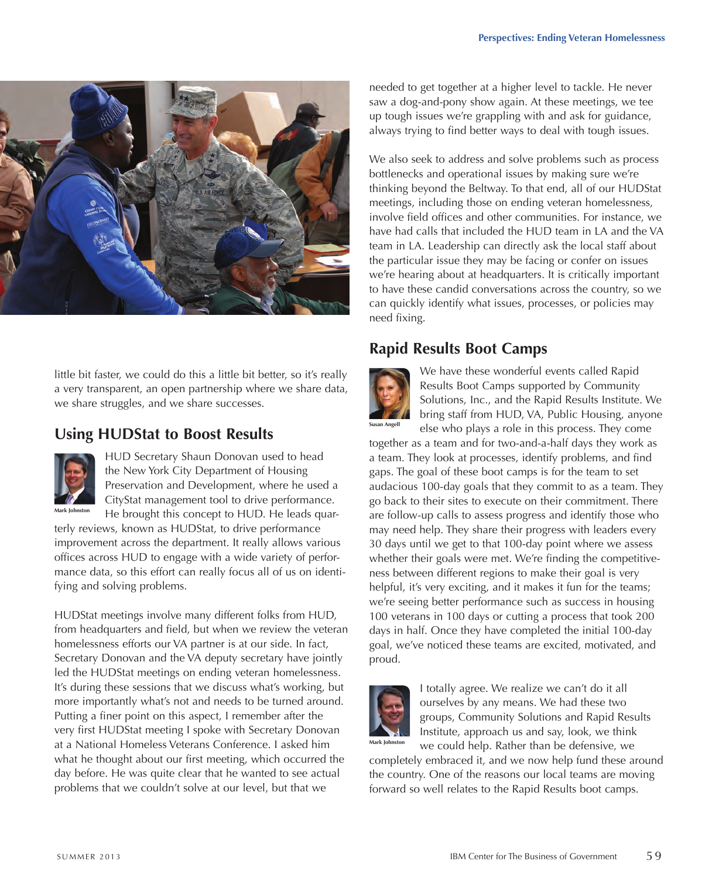little bit faster, we could do this a little bit better, so it's really a very transparent, an open partnership where we share data, we share struggles, and we share successes.

## Using HUDStat to Boost Results

Mark Johnston

HUD Secretary Shaun Donovan used to head the New York City Department of Housing Preservation and Development, where he used a CityStat management tool to drive performance. He brought this concept to HUD. He leads quarterly reviews, known as HUDStat, to drive performance improvement across the department. It really allows various offices across HUD to engage with a wide variety of performance data, so this effort can really focus all of us on identifying and solving problems.

HUDStat meetings involve many different folks from HUD, from headquarters and field, but when we review the veteran homelessness efforts our VA partner is at our side. In fact, Secretary Donovan and the VA deputy secretary have jointly led the HUDStat meetings on ending veteran homelessness. It's during these sessions that we discuss what's working, but more importantly what's not and needs to be turned around. Putting a finer point on this aspect, I remember after the very first HUDStat meeting I spoke with Secretary Donovan at a National Homeless Veterans Conference. I asked him what he thought about our first meeting, which occurred the day before. He was quite clear that he wanted to see actual problems that we couldn't solve at our level, but that we needed to get together at a higher level to tackle. He never saw a dog-and-pony show again. At these meetings, we tee up tough issues we're grappling with and ask for guidance, always trying to find better ways to deal with tough issues.

We also seek to address and solve problems such as process bottlenecks and operational issues by making sure we're thinking beyond the Beltway. To that end, all of our HUDStat meetings, including those on ending veteran homelessness, involve field offices and other communities. For instance, we have had calls that included the HUD team in LA and the VA team in LA. Leadership can directly ask the local staff about the particular issue they may be facing or confer on issues we're hearing about at headquarters. It is critically important to have these candid conversations across the country, so we can quickly identify what issues, processes, or policies may need fixing.

## Rapid Results Boot Camps

Susan Angell

We have these wonderful events called Rapid Results Boot Camps supported by Community Solutions, Inc., and the Rapid Results Institute. We bring staff from HUD, VA, Public Housing, anyone else who plays a role in this process. They come together as a team and for two-and-a-half days they work as a team. They look at processes, identify problems, and find gaps. The goal of these boot camps is for the team to set audacious 100-day goals that they commit to as a team. They go back to their sites to execute on their commitment. There are follow-up calls to assess progress and identify those who may need help. They share their progress with leaders every 30 days until we get to that 100-day point where we assess whether their goals were met. We're finding the competitiveness between different regions to make their goal is very helpful, it's very exciting, and it makes it fun for the teams; we're seeing better performance such as success in housing 100 veterans in 100 days or cutting a process that took 200 days in half. Once they have completed the initial 100-day goal, we've noticed these teams are excited, motivated, and proud.

Mark Johnston

I totally agree. We realize we can't do it all ourselves by any means. We had these two groups, Community Solutions and Rapid Results Institute, approach us and say, look, we think we could help. Rather than be defensive, we completely embraced it, and we now help fund these around the country. One of the reasons our local teams are moving forward so well relates to the Rapid Results boot camps.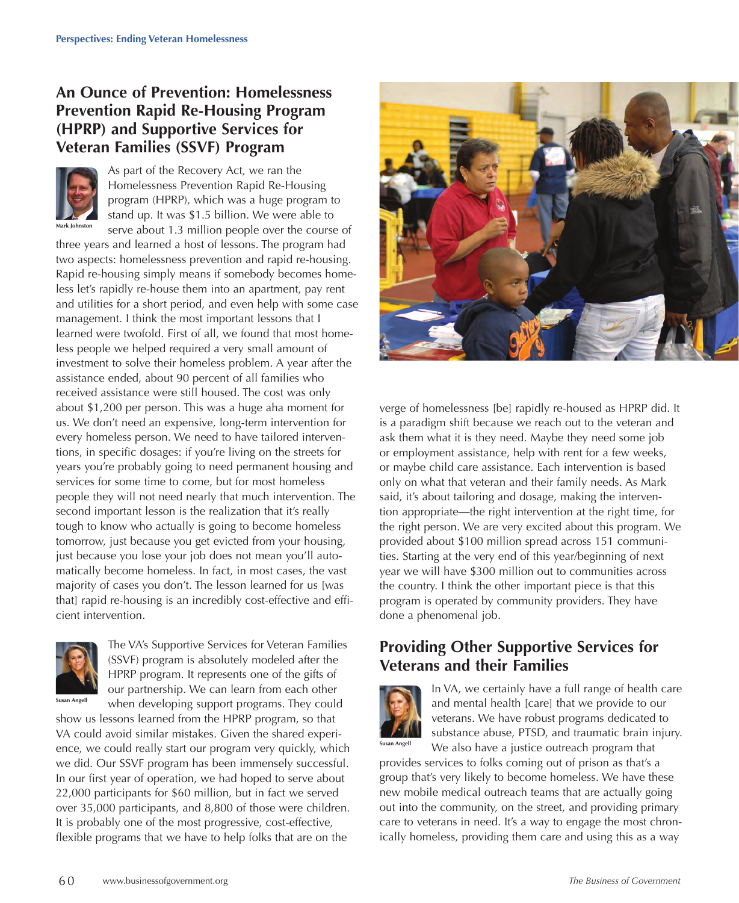## An Ounce of Prevention: Homelessness Prevention Rapid Re-Housing Program (HPRP) and Supportive Services for Veteran Families (SSVF) Program

Mark Johnston

As part of the Recovery Act, we ran the Homelessness Prevention Rapid Re-Housing program (HPRP), which was a huge program to stand up. It was $1.5 billion. We were able to serve about 1.3 million people over the course of three years and learned a host of lessons. The program had two aspects: homelessness prevention and rapid re-housing. Rapid re-housing simply means if somebody becomes homeless let's rapidly re-house them into an apartment, pay rent and utilities for a short period, and even help with some case management. I think the most important lessons that I learned were twofold. First of all, we found that most homeless people we helped required a very small amount of investment to solve their homeless problem. A year after the assistance ended, about 90 percent of all families who received assistance were still housed. The cost was only about $1,200 per person. This was a huge aha moment for us. We don't need an expensive, long-term intervention for every homeless person. We need to have tailored interventions, in specific dosages: if you're living on the streets for years you're probably going to need permanent housing and services for some time to come, but for most homeless people they will not need nearly that much intervention. The second important lesson is the realization that it's really tough to know who actually is going to become homeless tomorrow, just because you get evicted from your housing, just because you lose your job does not mean you'll automatically become homeless. In fact, in most cases, the vast majority of cases you don't. The lesson learned for us [was that] rapid re-housing is an incredibly cost-effective and efficient intervention.

Susan Angell

The VA's Supportive Services for Veteran Families (SSVF) program is absolutely modeled after the HPRP program. It represents one of the gifts of our partnership. We can learn from each other when developing support programs. They could show us lessons learned from the HPRP program, so that VA could avoid similar mistakes. Given the shared experience, we could really start our program very quickly, which we did. Our SSVF program has been immensely successful. In our first year of operation, we had hoped to serve about 22,000 participants for $60 million, but in fact we served over 35,000 participants, and 8,800 of those were children. It is probably one of the most progressive, cost-effective, flexible programs that we have to help folks that are on the verge of homelessness [be] rapidly re-housed as HPRP did. It is a paradigm shift because we reach out to the veteran and ask them what it is they need. Maybe they need some job or employment assistance, help with rent for a few weeks, or maybe child care assistance. Each intervention is based only on what that veteran and their family needs. As Mark said, it's about tailoring and dosage, making the intervention appropriate—the right intervention at the right time, for the right person. We are very excited about this program. We provided about $100 million spread across 151 communities. Starting at the very end of this year/beginning of next year we will have $300 million out to communities across the country. I think the other important piece is that this program is operated by community providers. They have done a phenomenal job.

## Providing Other Supportive Services for Veterans and their Families

Susan Angell

In VA, we certainly have a full range of health care and mental health [care] that we provide to our veterans. We have robust programs dedicated to substance abuse, PTSD, and traumatic brain injury. We also have a justice outreach program that provides services to folks coming out of prison as that's a group that's very likely to become homeless. We have these new mobile medical outreach teams that are actually going out into the community, on the street, and providing primary care to veterans in need. It's a way to engage the most chronically homeless, providing them care and using this as a way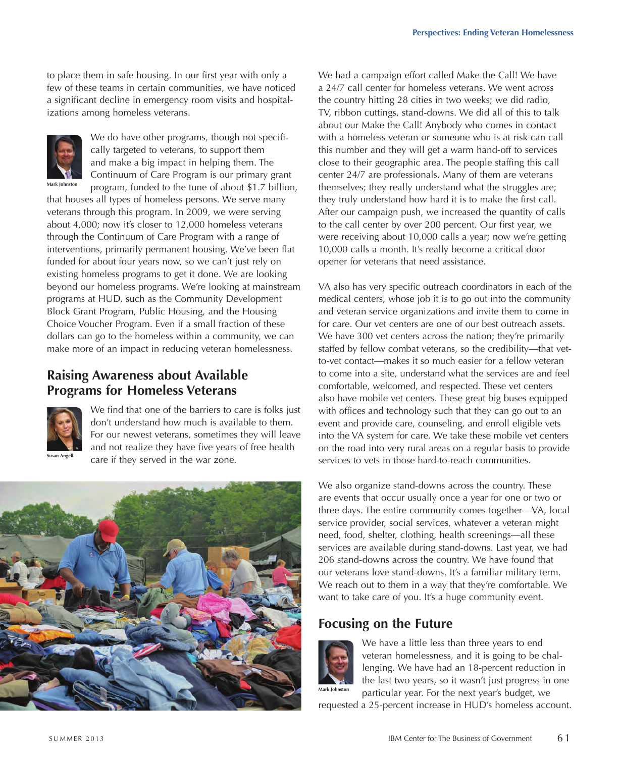to place them in safe housing. In our first year with only a few of these teams in certain communities, we have noticed a significant decline in emergency room visits and hospitalizations among homeless veterans.

Mark Johnston

We do have other programs, though not specifically targeted to veterans, to support them and make a big impact in helping them. The Continuum of Care Program is our primary grant program, funded to the tune of about $1.7 billion, that houses all types of homeless persons. We serve many veterans through this program. In 2009, we were serving about 4,000; now it's closer to 12,000 homeless veterans through the Continuum of Care Program with a range of interventions, primarily permanent housing. We've been flat funded for about four years now, so we can't just rely on existing homeless programs to get it done. We are looking beyond our homeless programs. We're looking at mainstream programs at HUD, such as the Community Development Block Grant Program, Public Housing, and the Housing Choice Voucher Program. Even if a small fraction of these dollars can go to the homeless within a community, we can make more of an impact in reducing veteran homelessness.

## Raising Awareness about Available Programs for Homeless Veterans

Susan Angell

We find that one of the barriers to care is folks just don't understand how much is available to them. For our newest veterans, sometimes they will leave and not realize they have five years of free health care if they served in the war zone.

We had a campaign effort called Make the Call! We have a 24/7 call center for homeless veterans. We went across the country hitting 28 cities in two weeks; we did radio, TV, ribbon cuttings, stand-downs. We did all of this to talk about our Make the Call! Anybody who comes in contact with a homeless veteran or someone who is at risk can call this number and they will get a warm hand-off to services close to their geographic area. The people staffing this call center 24/7 are professionals. Many of them are veterans themselves; they really understand what the struggles are; they truly understand how hard it is to make the first call. After our campaign push, we increased the quantity of calls to the call center by over 200 percent. Our first year, we were receiving about 10,000 calls a year; now we're getting 10,000 calls a month. It's really become a critical door opener for veterans that need assistance.

VA also has very specific outreach coordinators in each of the medical centers, whose job it is to go out into the community and veteran service organizations and invite them to come in for care. Our vet centers are one of our best outreach assets. We have 300 vet centers across the nation; they're primarily staffed by fellow combat veterans, so the credibility—that vet-to-vet contact—makes it so much easier for a fellow veteran to come into a site, understand what the services are and feel comfortable, welcomed, and respected. These vet centers also have mobile vet centers. These great big buses equipped with offices and technology such that they can go out to an event and provide care, counseling, and enroll eligible vets into the VA system for care. We take these mobile vet centers on the road into very rural areas on a regular basis to provide services to vets in those hard-to-reach communities.

We also organize stand-downs across the country. These are events that occur usually once a year for one or two or three days. The entire community comes together—VA, local service provider, social services, whatever a veteran might need, food, shelter, clothing, health screenings—all these services are available during stand-downs. Last year, we had 206 stand-downs across the country. We have found that our veterans love stand-downs. It's a familiar military term. We reach out to them in a way that they're comfortable. We want to take care of you. It's a huge community event.

## Focusing on the Future

Mark Johnston

We have a little less than three years to end veteran homelessness, and it is going to be challenging. We have had an 18-percent reduction in the last two years, so it wasn't just progress in one particular year. For the next year's budget, we requested a 25-percent increase in HUD's homeless account.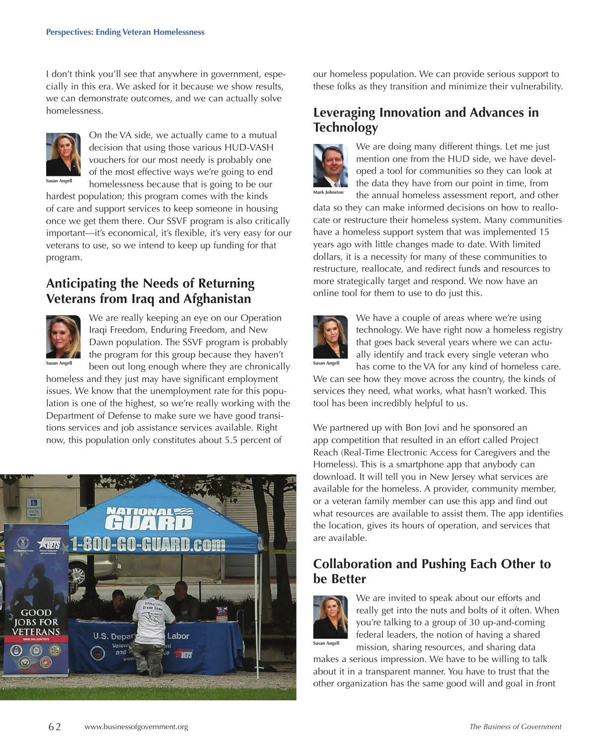I don't think you'll see that anywhere in government, especially in this era. We asked for it because we show results, we can demonstrate outcomes, and we can actually solve homelessness.

Susan Angell

On the VA side, we actually came to a mutual decision that using those various HUD-VASH vouchers for our most needy is probably one of the most effective ways we're going to end homelessness because that is going to be our hardest population; this program comes with the kinds of care and support services to keep someone in housing once we get them there. Our SSVF program is also critically important—it's economical, it's flexible, it's very easy for our veterans to use, so we intend to keep up funding for that program.

## Anticipating the Needs of Returning Veterans from Iraq and Afghanistan

Susan Angell

We are really keeping an eye on our Operation Iraqi Freedom, Enduring Freedom, and New Dawn population. The SSVF program is probably the program for this group because they haven't been out long enough where they are chronically homeless and they just may have significant employment issues. We know that the unemployment rate for this population is one of the highest, so we're really working with the Department of Defense to make sure we have good transitions services and job assistance services available. Right now, this population only constitutes about 5.5 percent of our homeless population. We can provide serious support to these folks as they transition and minimize their vulnerability.

## Leveraging Innovation and Advances in Technology

Mark Johnston

We are doing many different things. Let me just mention one from the HUD side, we have developed a tool for communities so they can look at the data they have from our point in time, from the annual homeless assessment report, and other data so they can make informed decisions on how to reallocate or restructure their homeless system. Many communities have a homeless support system that was implemented 15 years ago with little changes made to date. With limited dollars, it is a necessity for many of these communities to restructure, reallocate, and redirect funds and resources to more strategically target and respond. We now have an online tool for them to use to do just this.

Susan Angell

We have a couple of areas where we're using technology. We have right now a homeless registry that goes back several years where we can actually identify and track every single veteran who has come to the VA for any kind of homeless care. We can see how they move across the country, the kinds of services they need, what works, what hasn't worked. This tool has been incredibly helpful to us.

We partnered up with Bon Jovi and he sponsored an app competition that resulted in an effort called Project Reach (Real-Time Electronic Access for Caregivers and the Homeless). This is a smartphone app that anybody can download. It will tell you in New Jersey what services are available for the homeless. A provider, community member, or a veteran family member can use this app and find out what resources are available to assist them. The app identifies the location, gives its hours of operation, and services that are available.

## Collaboration and Pushing Each Other to be Better

Susan Angell

We are invited to speak about our efforts and really get into the nuts and bolts of it often. When you're talking to a group of 30 up-and-coming federal leaders, the notion of having a shared mission, sharing resources, and sharing data makes a serious impression. We have to be willing to talk about it in a transparent manner. You have to trust that the other organization has the same good will and goal in front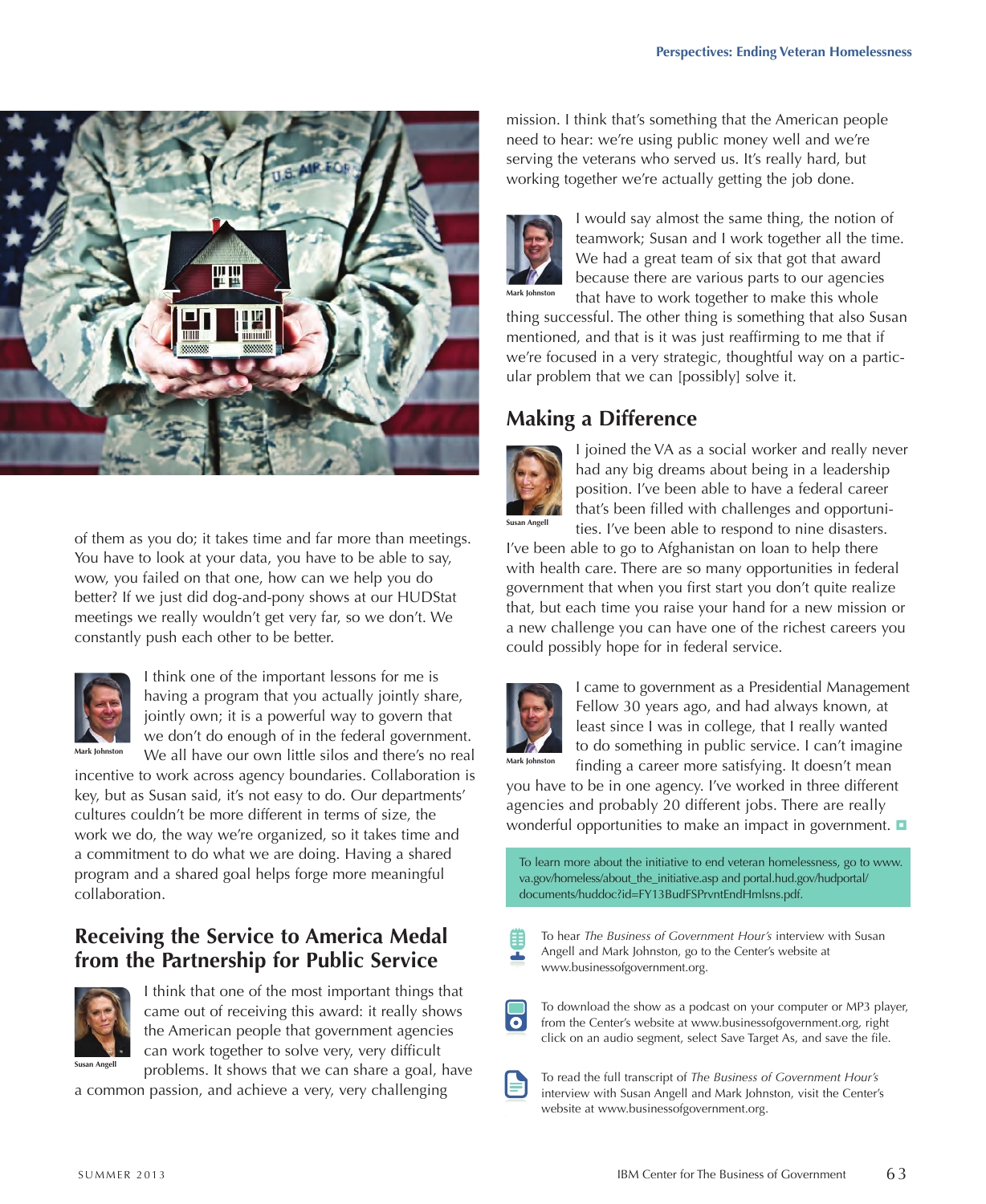of them as you do; it takes time and far more than meetings. You have to look at your data, you have to be able to say, wow, you failed on that one, how can we help you do better? If we just did dog-and-pony shows at our HUDStat meetings we really wouldn't get very far, so we don't. We constantly push each other to be better.

Mark Johnston

I think one of the important lessons for me is having a program that you actually jointly share, jointly own; it is a powerful way to govern that we don't do enough of in the federal government. We all have our own little silos and there's no real incentive to work across agency boundaries. Collaboration is key, but as Susan said, it's not easy to do. Our departments' cultures couldn't be more different in terms of size, the work we do, the way we're organized, so it takes time and a commitment to do what we are doing. Having a shared program and a shared goal helps forge more meaningful collaboration.

## Receiving the Service to America Medal from the Partnership for Public Service

Susan Angell

I think that one of the most important things that came out of receiving this award: it really shows the American people that government agencies can work together to solve very, very difficult problems. It shows that we can share a goal, have a common passion, and achieve a very, very challenging mission. I think that's something that the American people need to hear: we're using public money well and we're serving the veterans who served us. It's really hard, but working together we're actually getting the job done.

Mark Johnston

I would say almost the same thing, the notion of teamwork; Susan and I work together all the time. We had a great team of six that got that award because there are various parts to our agencies that have to work together to make this whole thing successful. The other thing is something that also Susan mentioned, and that is it was just reaffirming to me that if we're focused in a very strategic, thoughtful way on a particular problem that we can [possibly] solve it.

## Making a Difference

Susan Angell

I joined the VA as a social worker and really never had any big dreams about being in a leadership position. I've been able to have a federal career that's been filled with challenges and opportunities. I've been able to respond to nine disasters. I've been able to go to Afghanistan on loan to help there with health care. There are so many opportunities in federal government that when you first start you don't quite realize that, but each time you raise your hand for a new mission or a new challenge you can have one of the richest careers you could possibly hope for in federal service.

Mark Johnston

I came to government as a Presidential Management Fellow 30 years ago, and had always known, at least since I was in college, that I really wanted to do something in public service. I can't imagine finding a career more satisfying. It doesn't mean you have to be in one agency. I've worked in three different agencies and probably 20 different jobs. There are really wonderful opportunities to make an impact in government. ◘

To learn more about the initiative to end veteran homelessness, go to www.va.gov/homeless/about_the_initiative.asp and portal.hud.gov/hudportal/documents/huddoc?id=FY13BudFSPrvntEndHmlsns.pdf.

To hear *The Business of Government Hour's* interview with Susan Angell and Mark Johnston, go to the Center's website at www.businessofgovernment.org.

To download the show as a podcast on your computer or MP3 player, from the Center's website at www.businessofgovernment.org, right click on an audio segment, select Save Target As, and save the file.

To read the full transcript of *The Business of Government Hour's* interview with Susan Angell and Mark Johnston, visit the Center's website at www.businessofgovernment.org.